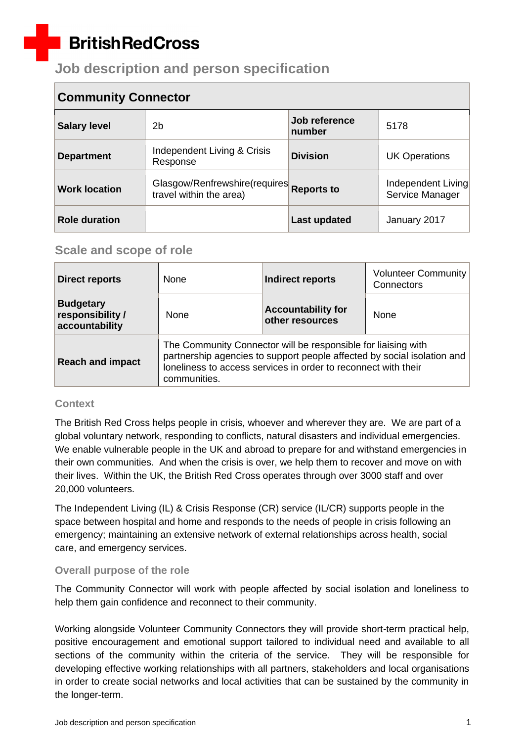British Red Cross

# Job description and person specification

| Community Connector | | | |
|---|---|---|---|
| **Salary level** | 2b | **Job reference number** | 5178 |
| **Department** | Independent Living & Crisis Response | **Division** | UK Operations |
| **Work location** | Glasgow/Renfrewshire(requires travel within the area) | **Reports to** | Independent Living Service Manager |
| **Role duration** | | **Last updated** | January 2017 |

## Scale and scope of role

| **Direct reports** | None | **Indirect reports** | Volunteer Community Connectors |
|---|---|---|---|
| **Budgetary responsibility / accountability** | None | **Accountability for other resources** | None |
| **Reach and impact** | The Community Connector will be responsible for liaising with partnership agencies to support people affected by social isolation and loneliness to access services in order to reconnect with their communities. | | |

### Context

The British Red Cross helps people in crisis, whoever and wherever they are. We are part of a global voluntary network, responding to conflicts, natural disasters and individual emergencies. We enable vulnerable people in the UK and abroad to prepare for and withstand emergencies in their own communities. And when the crisis is over, we help them to recover and move on with their lives. Within the UK, the British Red Cross operates through over 3000 staff and over 20,000 volunteers.

The Independent Living (IL) & Crisis Response (CR) service (IL/CR) supports people in the space between hospital and home and responds to the needs of people in crisis following an emergency; maintaining an extensive network of external relationships across health, social care, and emergency services.

### Overall purpose of the role

The Community Connector will work with people affected by social isolation and loneliness to help them gain confidence and reconnect to their community.

Working alongside Volunteer Community Connectors they will provide short-term practical help, positive encouragement and emotional support tailored to individual need and available to all sections of the community within the criteria of the service. They will be responsible for developing effective working relationships with all partners, stakeholders and local organisations in order to create social networks and local activities that can be sustained by the community in the longer-term.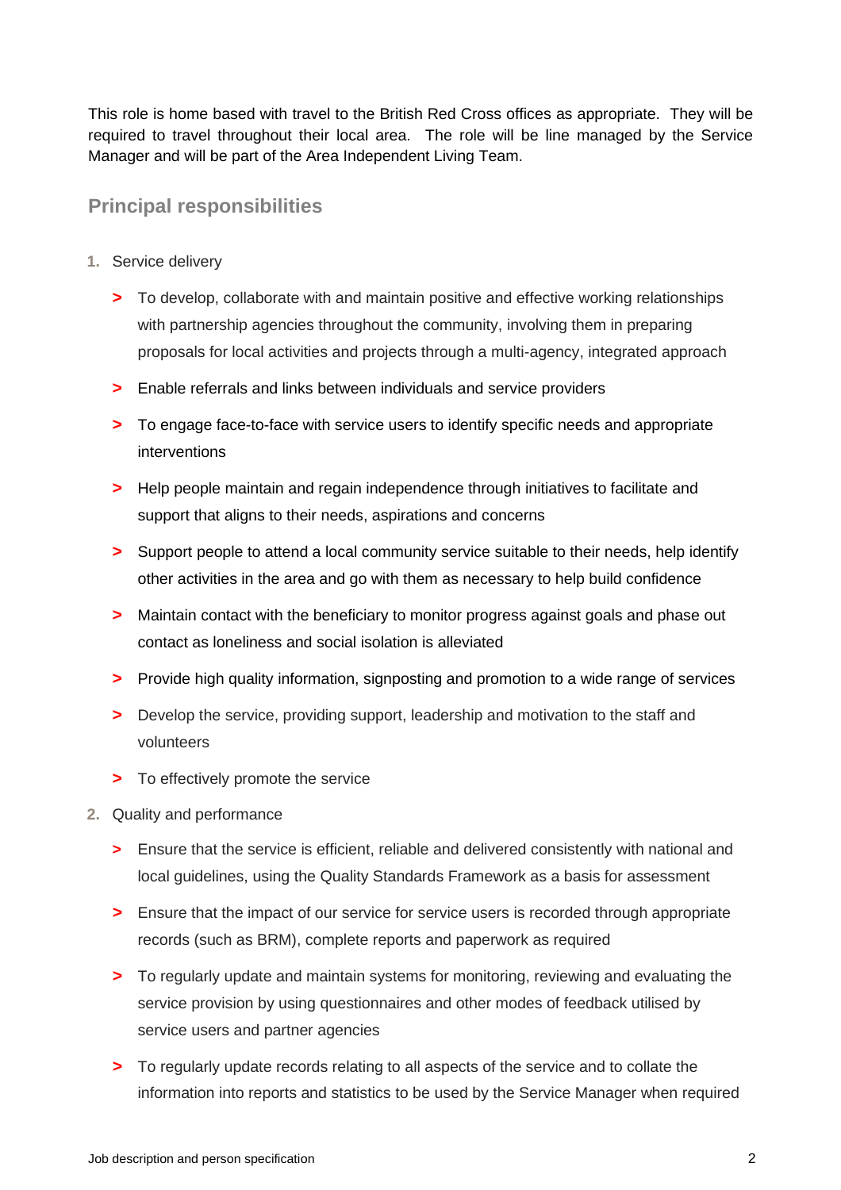This role is home based with travel to the British Red Cross offices as appropriate. They will be required to travel throughout their local area. The role will be line managed by the Service Manager and will be part of the Area Independent Living Team.

## Principal responsibilities

1. Service delivery

   - To develop, collaborate with and maintain positive and effective working relationships with partnership agencies throughout the community, involving them in preparing proposals for local activities and projects through a multi-agency, integrated approach
   - Enable referrals and links between individuals and service providers
   - To engage face-to-face with service users to identify specific needs and appropriate interventions
   - Help people maintain and regain independence through initiatives to facilitate and support that aligns to their needs, aspirations and concerns
   - Support people to attend a local community service suitable to their needs, help identify other activities in the area and go with them as necessary to help build confidence
   - Maintain contact with the beneficiary to monitor progress against goals and phase out contact as loneliness and social isolation is alleviated
   - Provide high quality information, signposting and promotion to a wide range of services
   - Develop the service, providing support, leadership and motivation to the staff and volunteers
   - To effectively promote the service

2. Quality and performance

   - Ensure that the service is efficient, reliable and delivered consistently with national and local guidelines, using the Quality Standards Framework as a basis for assessment
   - Ensure that the impact of our service for service users is recorded through appropriate records (such as BRM), complete reports and paperwork as required
   - To regularly update and maintain systems for monitoring, reviewing and evaluating the service provision by using questionnaires and other modes of feedback utilised by service users and partner agencies
   - To regularly update records relating to all aspects of the service and to collate the information into reports and statistics to be used by the Service Manager when required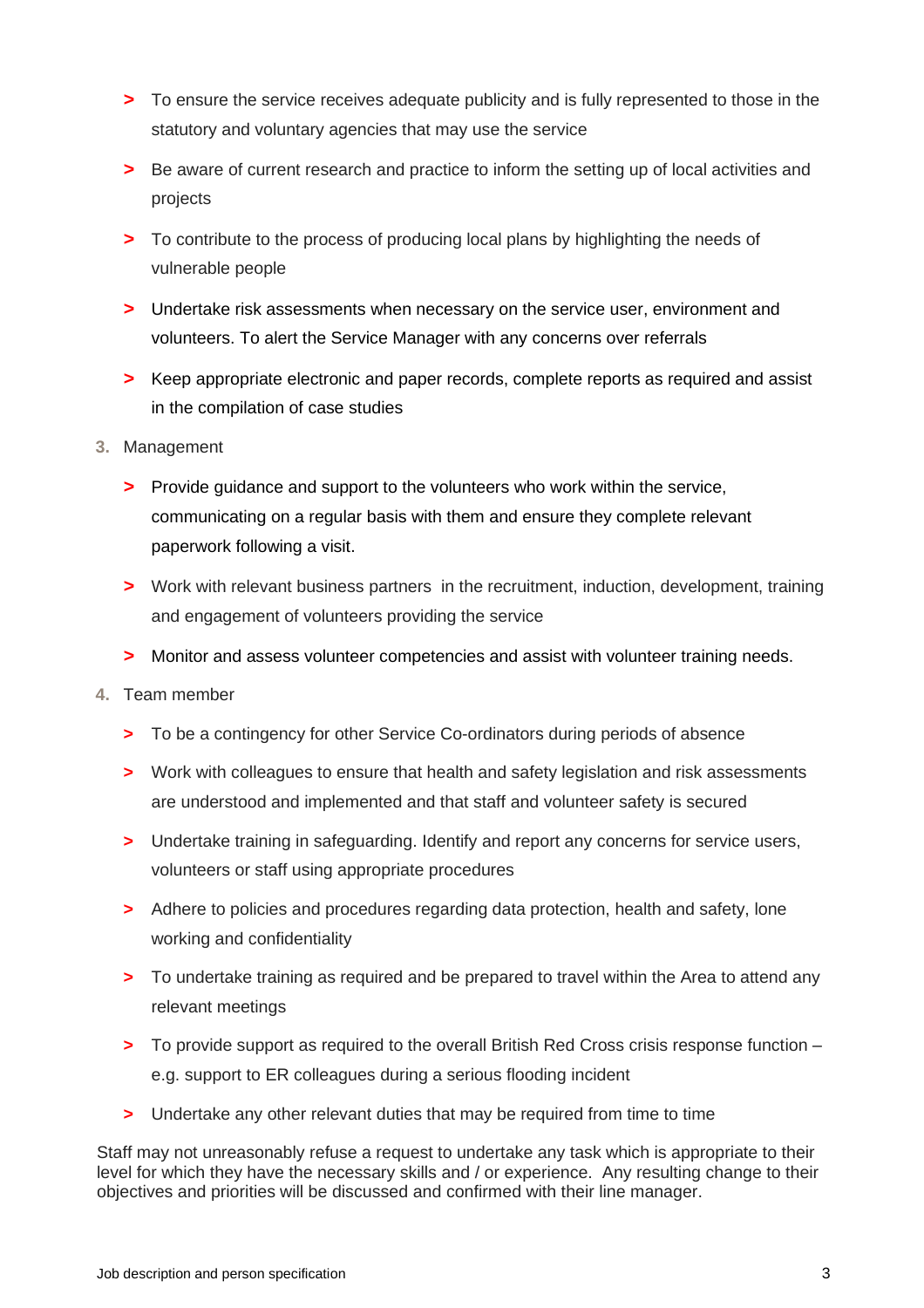- To ensure the service receives adequate publicity and is fully represented to those in the statutory and voluntary agencies that may use the service
- Be aware of current research and practice to inform the setting up of local activities and projects
- To contribute to the process of producing local plans by highlighting the needs of vulnerable people
- Undertake risk assessments when necessary on the service user, environment and volunteers. To alert the Service Manager with any concerns over referrals
- Keep appropriate electronic and paper records, complete reports as required and assist in the compilation of case studies

3. Management

   - Provide guidance and support to the volunteers who work within the service, communicating on a regular basis with them and ensure they complete relevant paperwork following a visit.
   - Work with relevant business partners in the recruitment, induction, development, training and engagement of volunteers providing the service
   - Monitor and assess volunteer competencies and assist with volunteer training needs.

4. Team member

   - To be a contingency for other Service Co-ordinators during periods of absence
   - Work with colleagues to ensure that health and safety legislation and risk assessments are understood and implemented and that staff and volunteer safety is secured
   - Undertake training in safeguarding. Identify and report any concerns for service users, volunteers or staff using appropriate procedures
   - Adhere to policies and procedures regarding data protection, health and safety, lone working and confidentiality
   - To undertake training as required and be prepared to travel within the Area to attend any relevant meetings
   - To provide support as required to the overall British Red Cross crisis response function – e.g. support to ER colleagues during a serious flooding incident
   - Undertake any other relevant duties that may be required from time to time

Staff may not unreasonably refuse a request to undertake any task which is appropriate to their level for which they have the necessary skills and / or experience. Any resulting change to their objectives and priorities will be discussed and confirmed with their line manager.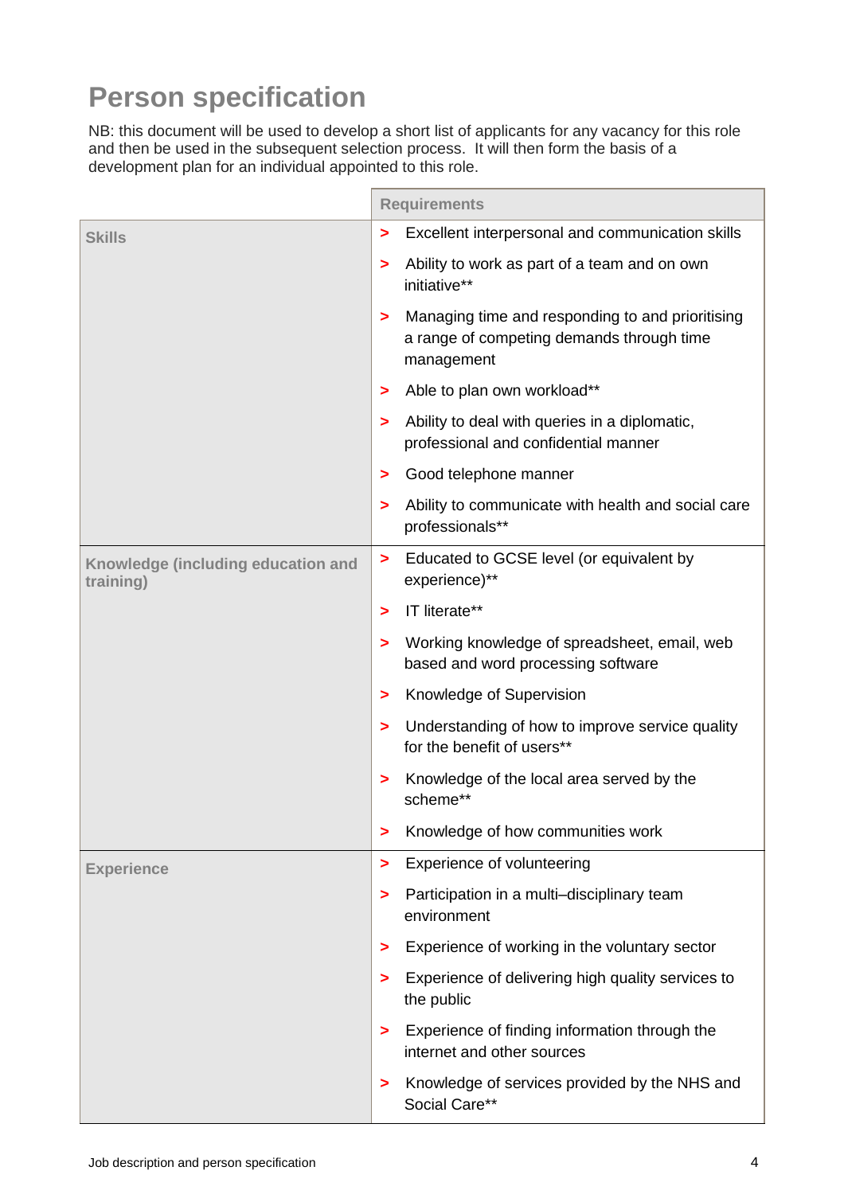# Person specification

NB: this document will be used to develop a short list of applicants for any vacancy for this role and then be used in the subsequent selection process. It will then form the basis of a development plan for an individual appointed to this role.

| | Requirements |
|---|---|
| **Skills** | > Excellent interpersonal and communication skills<br>> Ability to work as part of a team and on own initiative**<br>> Managing time and responding to and prioritising a range of competing demands through time management<br>> Able to plan own workload**<br>> Ability to deal with queries in a diplomatic, professional and confidential manner<br>> Good telephone manner<br>> Ability to communicate with health and social care professionals** |
| **Knowledge (including education and training)** | > Educated to GCSE level (or equivalent by experience)**<br>> IT literate**<br>> Working knowledge of spreadsheet, email, web based and word processing software<br>> Knowledge of Supervision<br>> Understanding of how to improve service quality for the benefit of users**<br>> Knowledge of the local area served by the scheme**<br>> Knowledge of how communities work |
| **Experience** | > Experience of volunteering<br>> Participation in a multi–disciplinary team environment<br>> Experience of working in the voluntary sector<br>> Experience of delivering high quality services to the public<br>> Experience of finding information through the internet and other sources<br>> Knowledge of services provided by the NHS and Social Care** |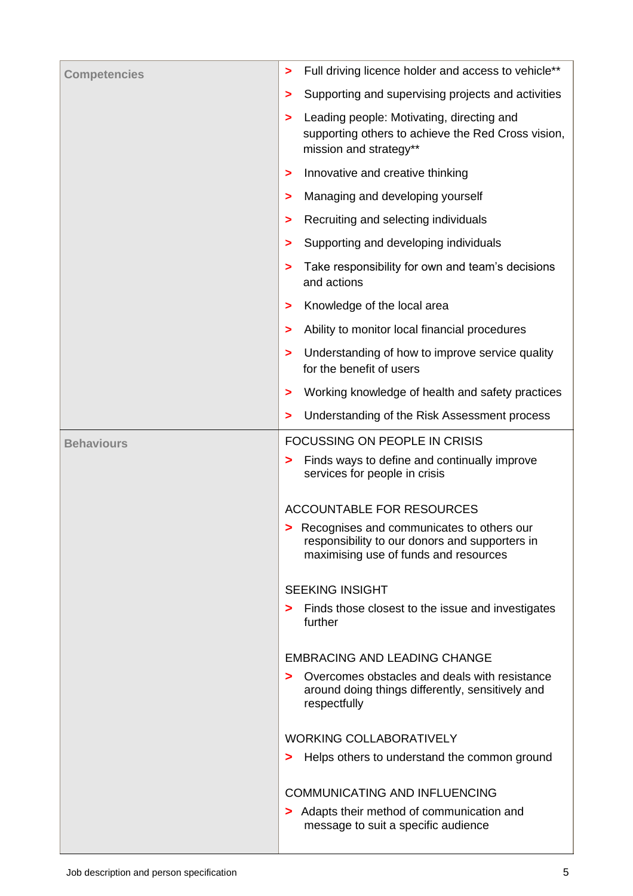| Competencies | > Full driving licence holder and access to vehicle**<br>> Supporting and supervising projects and activities<br>> Leading people: Motivating, directing and supporting others to achieve the Red Cross vision, mission and strategy**<br>> Innovative and creative thinking<br>> Managing and developing yourself<br>> Recruiting and selecting individuals<br>> Supporting and developing individuals<br>> Take responsibility for own and team's decisions and actions<br>> Knowledge of the local area<br>> Ability to monitor local financial procedures<br>> Understanding of how to improve service quality for the benefit of users<br>> Working knowledge of health and safety practices<br>> Understanding of the Risk Assessment process |
|---|---|
| Behaviours | FOCUSSING ON PEOPLE IN CRISIS<br>> Finds ways to define and continually improve services for people in crisis<br><br>ACCOUNTABLE FOR RESOURCES<br>> Recognises and communicates to others our responsibility to our donors and supporters in maximising use of funds and resources<br><br>SEEKING INSIGHT<br>> Finds those closest to the issue and investigates further<br><br>EMBRACING AND LEADING CHANGE<br>> Overcomes obstacles and deals with resistance around doing things differently, sensitively and respectfully<br><br>WORKING COLLABORATIVELY<br>> Helps others to understand the common ground<br><br>COMMUNICATING AND INFLUENCING<br>> Adapts their method of communication and message to suit a specific audience |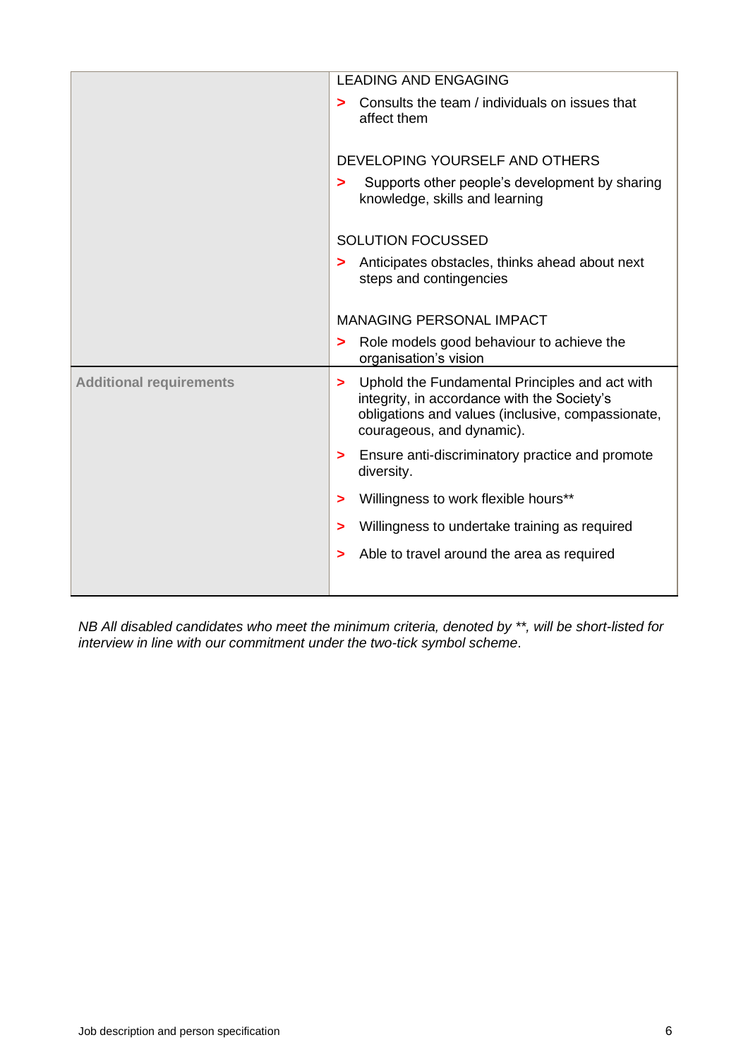| | |
|---|---|
| | LEADING AND ENGAGING<br>> Consults the team / individuals on issues that affect them<br><br>DEVELOPING YOURSELF AND OTHERS<br>> Supports other people's development by sharing knowledge, skills and learning<br><br>SOLUTION FOCUSSED<br>> Anticipates obstacles, thinks ahead about next steps and contingencies<br><br>MANAGING PERSONAL IMPACT<br>> Role models good behaviour to achieve the organisation's vision |
| **Additional requirements** | > Uphold the Fundamental Principles and act with integrity, in accordance with the Society's obligations and values (inclusive, compassionate, courageous, and dynamic).<br>> Ensure anti-discriminatory practice and promote diversity.<br>> Willingness to work flexible hours**<br>> Willingness to undertake training as required<br>> Able to travel around the area as required |

*NB All disabled candidates who meet the minimum criteria, denoted by **, will be short-listed for interview in line with our commitment under the two-tick symbol scheme*.